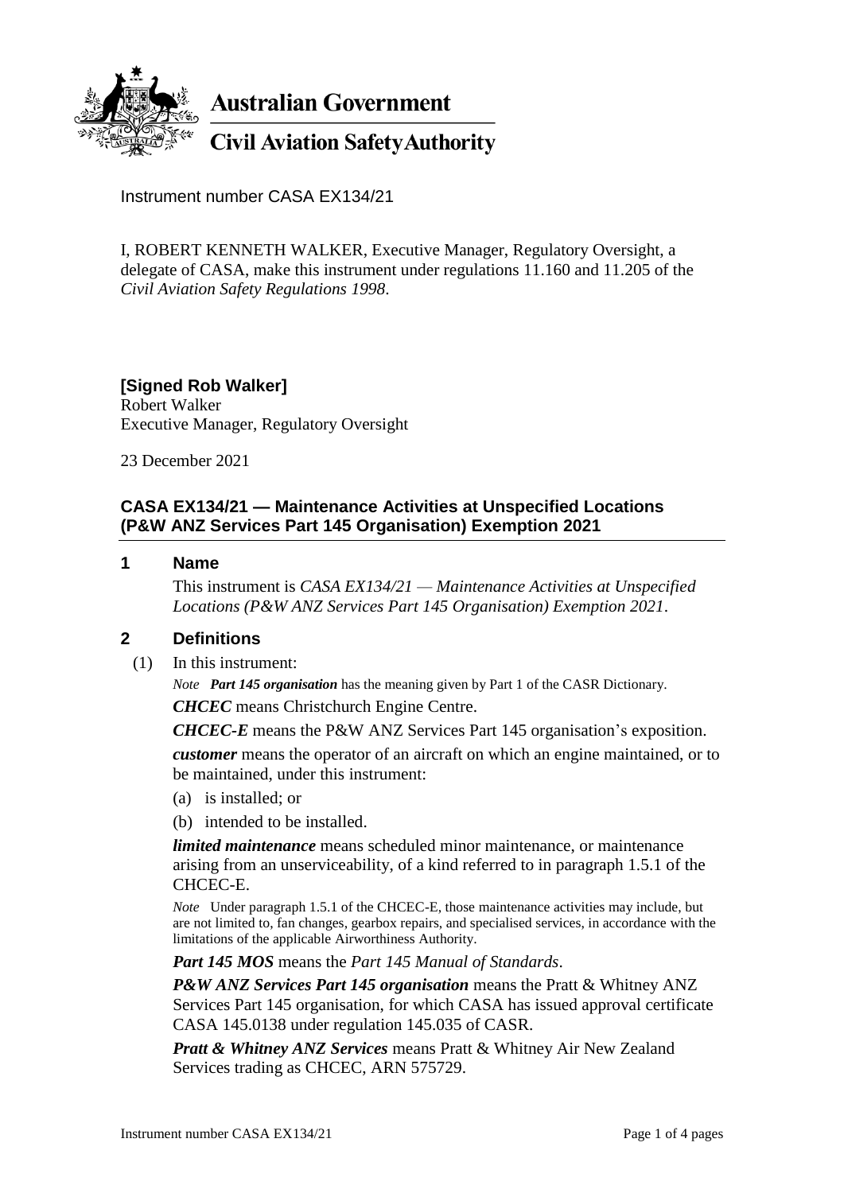**Australian Government**

**Civil Aviation Safety Authority**

Instrument number CASA EX134/21

I, ROBERT KENNETH WALKER, Executive Manager, Regulatory Oversight, a delegate of CASA, make this instrument under regulations 11.160 and 11.205 of the *Civil Aviation Safety Regulations 1998*.

**[Signed Rob Walker]**
Robert Walker
Executive Manager, Regulatory Oversight

23 December 2021

## CASA EX134/21 — Maintenance Activities at Unspecified Locations (P&W ANZ Services Part 145 Organisation) Exemption 2021

### 1 Name

This instrument is *CASA EX134/21 — Maintenance Activities at Unspecified Locations (P&W ANZ Services Part 145 Organisation) Exemption 2021*.

### 2 Definitions

(1) In this instrument:

*Note* ***Part 145 organisation*** has the meaning given by Part 1 of the CASR Dictionary.

***CHCEC*** means Christchurch Engine Centre.

***CHCEC-E*** means the P&W ANZ Services Part 145 organisation's exposition.

***customer*** means the operator of an aircraft on which an engine maintained, or to be maintained, under this instrument:

(a) is installed; or

(b) intended to be installed.

***limited maintenance*** means scheduled minor maintenance, or maintenance arising from an unserviceability, of a kind referred to in paragraph 1.5.1 of the CHCEC-E.

*Note* Under paragraph 1.5.1 of the CHCEC-E, those maintenance activities may include, but are not limited to, fan changes, gearbox repairs, and specialised services, in accordance with the limitations of the applicable Airworthiness Authority.

***Part 145 MOS*** means the *Part 145 Manual of Standards*.

***P&W ANZ Services Part 145 organisation*** means the Pratt & Whitney ANZ Services Part 145 organisation, for which CASA has issued approval certificate CASA 145.0138 under regulation 145.035 of CASR.

***Pratt & Whitney ANZ Services*** means Pratt & Whitney Air New Zealand Services trading as CHCEC, ARN 575729.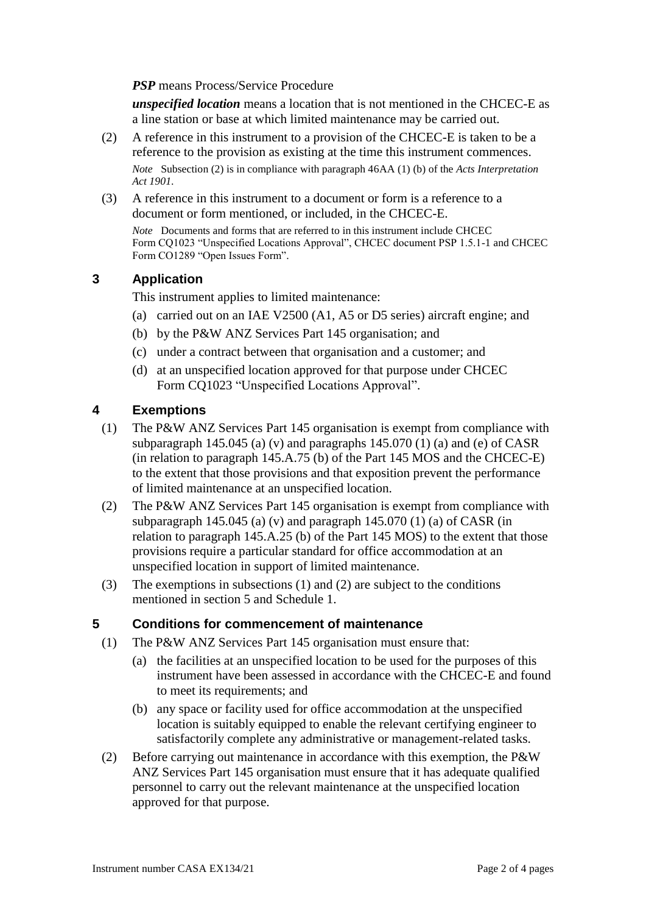***PSP*** means Process/Service Procedure

***unspecified location*** means a location that is not mentioned in the CHCEC-E as a line station or base at which limited maintenance may be carried out.

(2) A reference in this instrument to a provision of the CHCEC-E is taken to be a reference to the provision as existing at the time this instrument commences.

*Note* Subsection (2) is in compliance with paragraph 46AA (1) (b) of the *Acts Interpretation Act 1901*.

(3) A reference in this instrument to a document or form is a reference to a document or form mentioned, or included, in the CHCEC-E.

*Note* Documents and forms that are referred to in this instrument include CHCEC Form CQ1023 "Unspecified Locations Approval", CHCEC document PSP 1.5.1-1 and CHCEC Form CO1289 "Open Issues Form".

## 3 Application

This instrument applies to limited maintenance:

(a) carried out on an IAE V2500 (A1, A5 or D5 series) aircraft engine; and

(b) by the P&W ANZ Services Part 145 organisation; and

(c) under a contract between that organisation and a customer; and

(d) at an unspecified location approved for that purpose under CHCEC Form CQ1023 "Unspecified Locations Approval".

## 4 Exemptions

(1) The P&W ANZ Services Part 145 organisation is exempt from compliance with subparagraph 145.045 (a) (v) and paragraphs 145.070 (1) (a) and (e) of CASR (in relation to paragraph 145.A.75 (b) of the Part 145 MOS and the CHCEC-E) to the extent that those provisions and that exposition prevent the performance of limited maintenance at an unspecified location.

(2) The P&W ANZ Services Part 145 organisation is exempt from compliance with subparagraph 145.045 (a) (v) and paragraph 145.070 (1) (a) of CASR (in relation to paragraph 145.A.25 (b) of the Part 145 MOS) to the extent that those provisions require a particular standard for office accommodation at an unspecified location in support of limited maintenance.

(3) The exemptions in subsections (1) and (2) are subject to the conditions mentioned in section 5 and Schedule 1.

## 5 Conditions for commencement of maintenance

(1) The P&W ANZ Services Part 145 organisation must ensure that:

(a) the facilities at an unspecified location to be used for the purposes of this instrument have been assessed in accordance with the CHCEC-E and found to meet its requirements; and

(b) any space or facility used for office accommodation at the unspecified location is suitably equipped to enable the relevant certifying engineer to satisfactorily complete any administrative or management-related tasks.

(2) Before carrying out maintenance in accordance with this exemption, the P&W ANZ Services Part 145 organisation must ensure that it has adequate qualified personnel to carry out the relevant maintenance at the unspecified location approved for that purpose.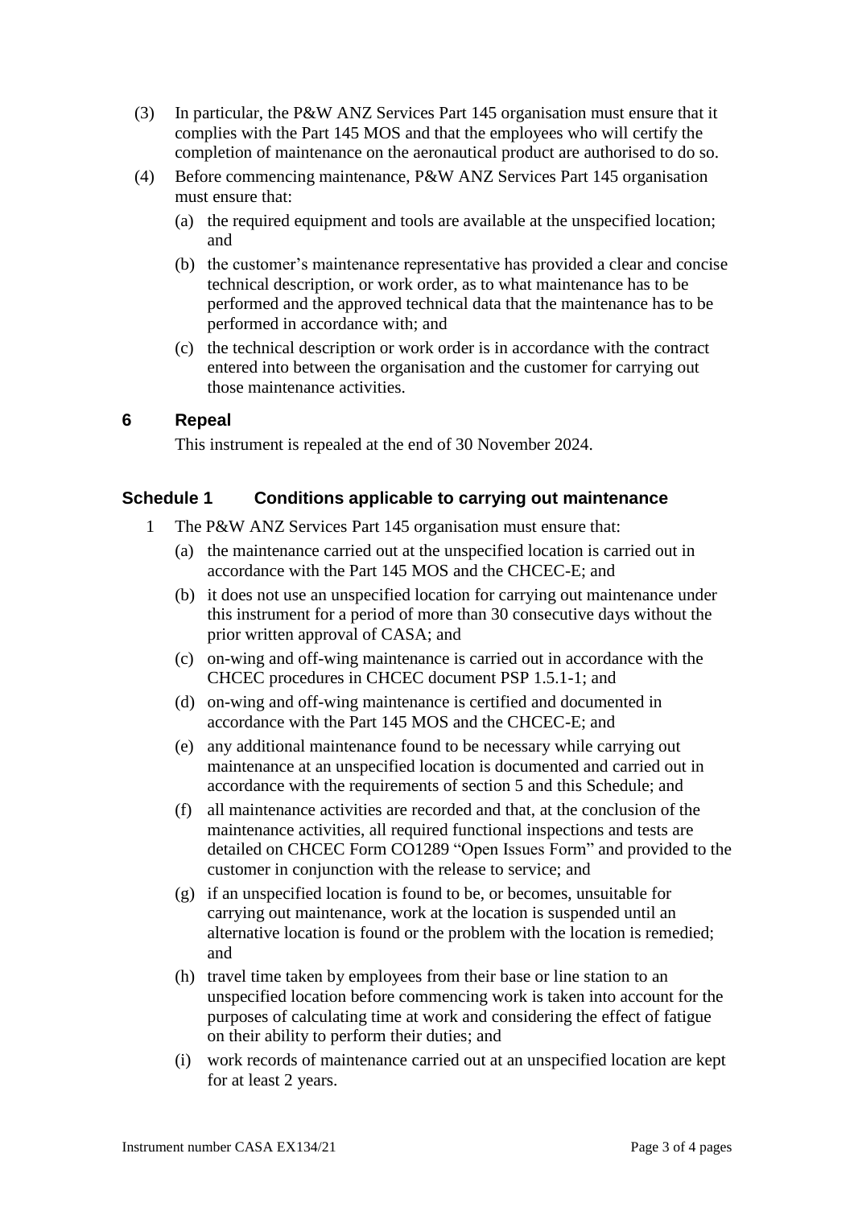(3) In particular, the P&W ANZ Services Part 145 organisation must ensure that it complies with the Part 145 MOS and that the employees who will certify the completion of maintenance on the aeronautical product are authorised to do so.

(4) Before commencing maintenance, P&W ANZ Services Part 145 organisation must ensure that:

(a) the required equipment and tools are available at the unspecified location; and

(b) the customer's maintenance representative has provided a clear and concise technical description, or work order, as to what maintenance has to be performed and the approved technical data that the maintenance has to be performed in accordance with; and

(c) the technical description or work order is in accordance with the contract entered into between the organisation and the customer for carrying out those maintenance activities.

## 6 Repeal

This instrument is repealed at the end of 30 November 2024.

## Schedule 1 Conditions applicable to carrying out maintenance

1 The P&W ANZ Services Part 145 organisation must ensure that:

(a) the maintenance carried out at the unspecified location is carried out in accordance with the Part 145 MOS and the CHCEC-E; and

(b) it does not use an unspecified location for carrying out maintenance under this instrument for a period of more than 30 consecutive days without the prior written approval of CASA; and

(c) on-wing and off-wing maintenance is carried out in accordance with the CHCEC procedures in CHCEC document PSP 1.5.1-1; and

(d) on-wing and off-wing maintenance is certified and documented in accordance with the Part 145 MOS and the CHCEC-E; and

(e) any additional maintenance found to be necessary while carrying out maintenance at an unspecified location is documented and carried out in accordance with the requirements of section 5 and this Schedule; and

(f) all maintenance activities are recorded and that, at the conclusion of the maintenance activities, all required functional inspections and tests are detailed on CHCEC Form CO1289 "Open Issues Form" and provided to the customer in conjunction with the release to service; and

(g) if an unspecified location is found to be, or becomes, unsuitable for carrying out maintenance, work at the location is suspended until an alternative location is found or the problem with the location is remedied; and

(h) travel time taken by employees from their base or line station to an unspecified location before commencing work is taken into account for the purposes of calculating time at work and considering the effect of fatigue on their ability to perform their duties; and

(i) work records of maintenance carried out at an unspecified location are kept for at least 2 years.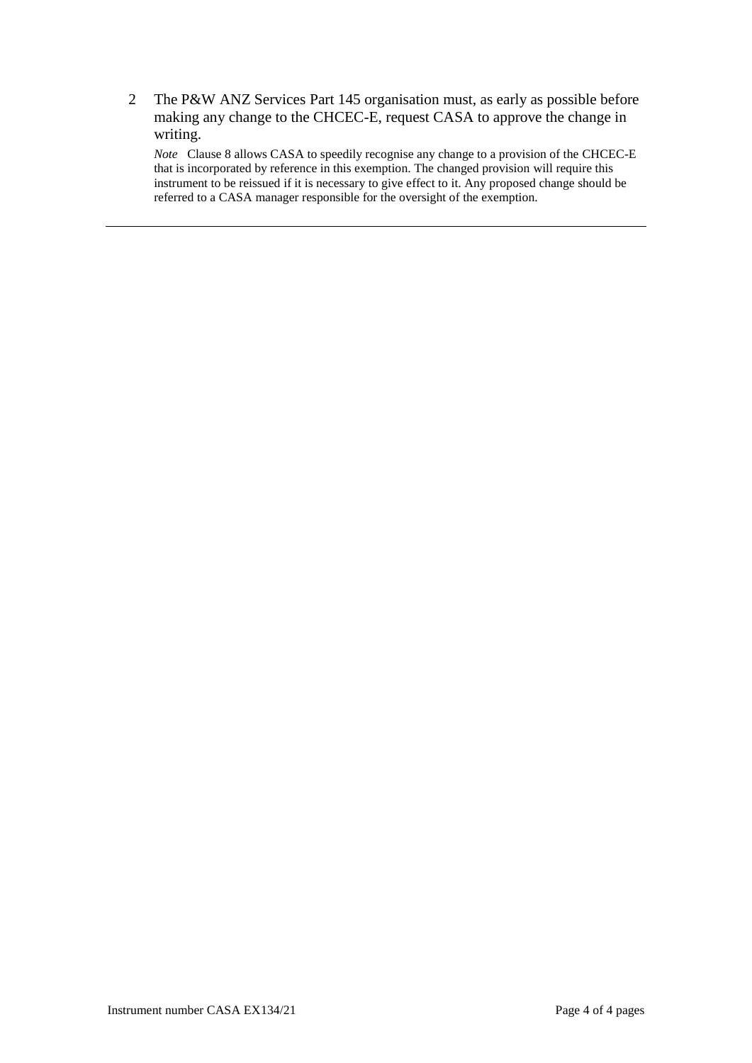2 The P&W ANZ Services Part 145 organisation must, as early as possible before making any change to the CHCEC-E, request CASA to approve the change in writing.

*Note* Clause 8 allows CASA to speedily recognise any change to a provision of the CHCEC-E that is incorporated by reference in this exemption. The changed provision will require this instrument to be reissued if it is necessary to give effect to it. Any proposed change should be referred to a CASA manager responsible for the oversight of the exemption.

---